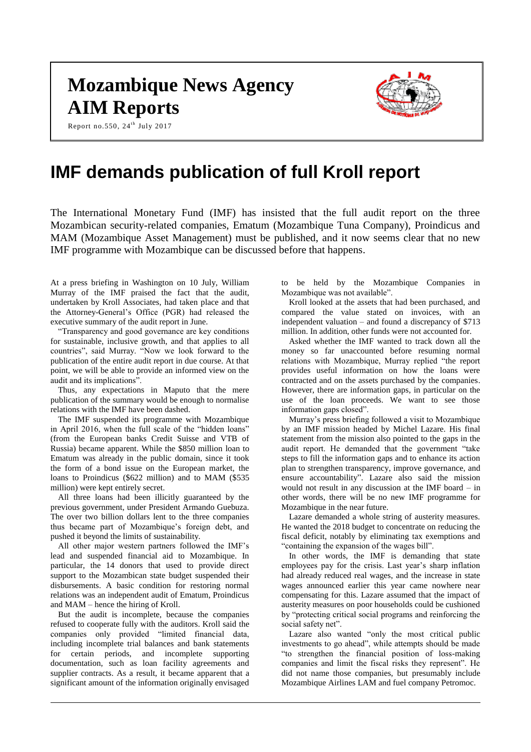# Mozambique News Agency
# AIM Reports

Report no.550, 24th July 2017

# IMF demands publication of full Kroll report

The International Monetary Fund (IMF) has insisted that the full audit report on the three Mozambican security-related companies, Ematum (Mozambique Tuna Company), Proindicus and MAM (Mozambique Asset Management) must be published, and it now seems clear that no new IMF programme with Mozambique can be discussed before that happens.

At a press briefing in Washington on 10 July, William Murray of the IMF praised the fact that the audit, undertaken by Kroll Associates, had taken place and that the Attorney-General's Office (PGR) had released the executive summary of the audit report in June.

"Transparency and good governance are key conditions for sustainable, inclusive growth, and that applies to all countries", said Murray. "Now we look forward to the publication of the entire audit report in due course. At that point, we will be able to provide an informed view on the audit and its implications".

Thus, any expectations in Maputo that the mere publication of the summary would be enough to normalise relations with the IMF have been dashed.

The IMF suspended its programme with Mozambique in April 2016, when the full scale of the "hidden loans" (from the European banks Credit Suisse and VTB of Russia) became apparent. While the $850 million loan to Ematum was already in the public domain, since it took the form of a bond issue on the European market, the loans to Proindicus ($622 million) and to MAM ($535 million) were kept entirely secret.

All three loans had been illicitly guaranteed by the previous government, under President Armando Guebuza. The over two billion dollars lent to the three companies thus became part of Mozambique's foreign debt, and pushed it beyond the limits of sustainability.

All other major western partners followed the IMF's lead and suspended financial aid to Mozambique. In particular, the 14 donors that used to provide direct support to the Mozambican state budget suspended their disbursements. A basic condition for restoring normal relations was an independent audit of Ematum, Proindicus and MAM – hence the hiring of Kroll.

But the audit is incomplete, because the companies refused to cooperate fully with the auditors. Kroll said the companies only provided "limited financial data, including incomplete trial balances and bank statements for certain periods, and incomplete supporting documentation, such as loan facility agreements and supplier contracts. As a result, it became apparent that a significant amount of the information originally envisaged to be held by the Mozambique Companies in Mozambique was not available".

Kroll looked at the assets that had been purchased, and compared the value stated on invoices, with an independent valuation – and found a discrepancy of $713 million. In addition, other funds were not accounted for.

Asked whether the IMF wanted to track down all the money so far unaccounted before resuming normal relations with Mozambique, Murray replied "the report provides useful information on how the loans were contracted and on the assets purchased by the companies. However, there are information gaps, in particular on the use of the loan proceeds. We want to see those information gaps closed".

Murray's press briefing followed a visit to Mozambique by an IMF mission headed by Michel Lazare. His final statement from the mission also pointed to the gaps in the audit report. He demanded that the government "take steps to fill the information gaps and to enhance its action plan to strengthen transparency, improve governance, and ensure accountability". Lazare also said the mission would not result in any discussion at the IMF board – in other words, there will be no new IMF programme for Mozambique in the near future.

Lazare demanded a whole string of austerity measures. He wanted the 2018 budget to concentrate on reducing the fiscal deficit, notably by eliminating tax exemptions and "containing the expansion of the wages bill".

In other words, the IMF is demanding that state employees pay for the crisis. Last year's sharp inflation had already reduced real wages, and the increase in state wages announced earlier this year came nowhere near compensating for this. Lazare assumed that the impact of austerity measures on poor households could be cushioned by "protecting critical social programs and reinforcing the social safety net".

Lazare also wanted "only the most critical public investments to go ahead", while attempts should be made "to strengthen the financial position of loss-making companies and limit the fiscal risks they represent". He did not name those companies, but presumably include Mozambique Airlines LAM and fuel company Petromoc.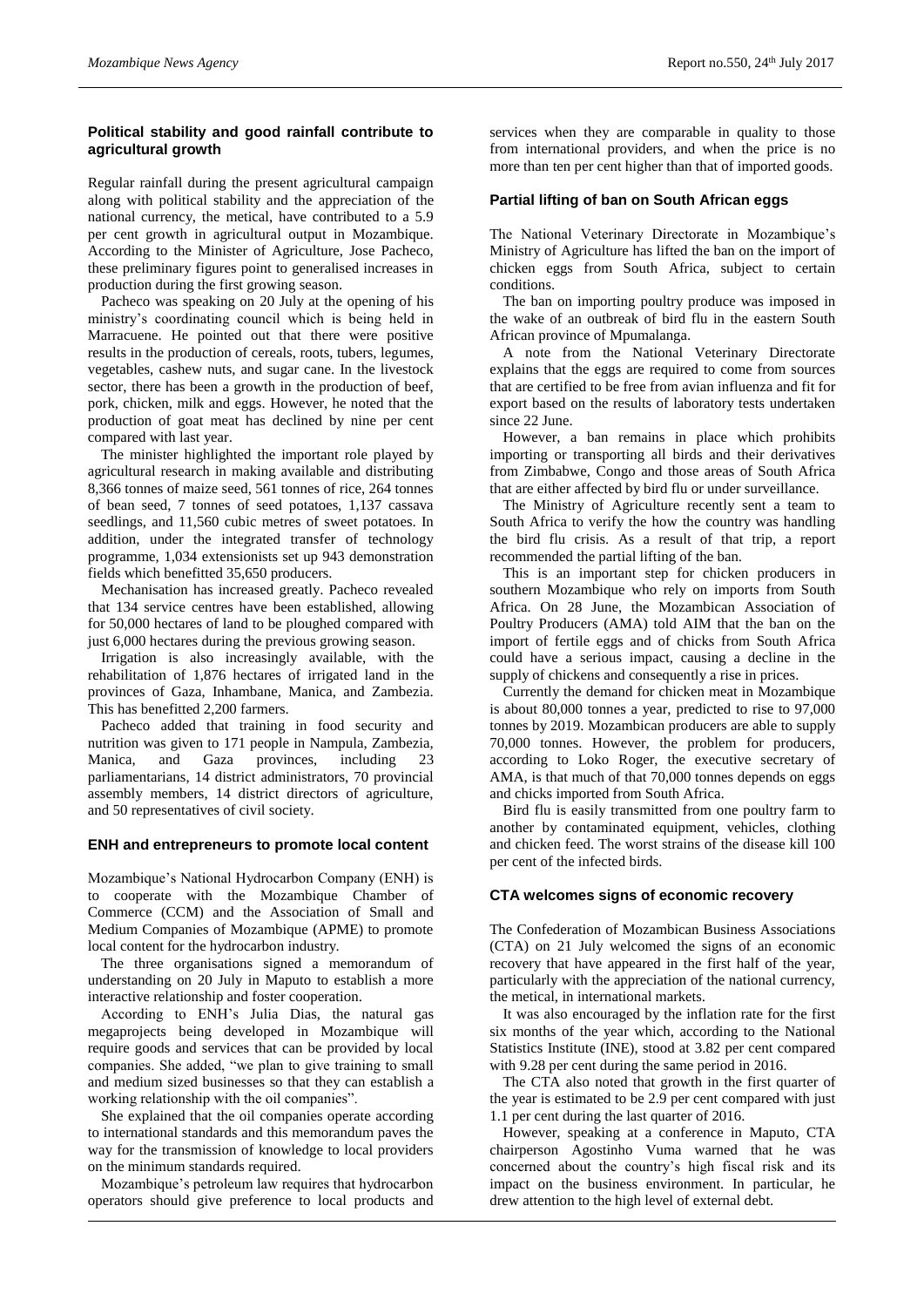## Political stability and good rainfall contribute to agricultural growth

Regular rainfall during the present agricultural campaign along with political stability and the appreciation of the national currency, the metical, have contributed to a 5.9 per cent growth in agricultural output in Mozambique. According to the Minister of Agriculture, Jose Pacheco, these preliminary figures point to generalised increases in production during the first growing season.

Pacheco was speaking on 20 July at the opening of his ministry's coordinating council which is being held in Marracuene. He pointed out that there were positive results in the production of cereals, roots, tubers, legumes, vegetables, cashew nuts, and sugar cane. In the livestock sector, there has been a growth in the production of beef, pork, chicken, milk and eggs. However, he noted that the production of goat meat has declined by nine per cent compared with last year.

The minister highlighted the important role played by agricultural research in making available and distributing 8,366 tonnes of maize seed, 561 tonnes of rice, 264 tonnes of bean seed, 7 tonnes of seed potatoes, 1,137 cassava seedlings, and 11,560 cubic metres of sweet potatoes. In addition, under the integrated transfer of technology programme, 1,034 extensionists set up 943 demonstration fields which benefitted 35,650 producers.

Mechanisation has increased greatly. Pacheco revealed that 134 service centres have been established, allowing for 50,000 hectares of land to be ploughed compared with just 6,000 hectares during the previous growing season.

Irrigation is also increasingly available, with the rehabilitation of 1,876 hectares of irrigated land in the provinces of Gaza, Inhambane, Manica, and Zambezia. This has benefitted 2,200 farmers.

Pacheco added that training in food security and nutrition was given to 171 people in Nampula, Zambezia, Manica, and Gaza provinces, including 23 parliamentarians, 14 district administrators, 70 provincial assembly members, 14 district directors of agriculture, and 50 representatives of civil society.

## ENH and entrepreneurs to promote local content

Mozambique's National Hydrocarbon Company (ENH) is to cooperate with the Mozambique Chamber of Commerce (CCM) and the Association of Small and Medium Companies of Mozambique (APME) to promote local content for the hydrocarbon industry.

The three organisations signed a memorandum of understanding on 20 July in Maputo to establish a more interactive relationship and foster cooperation.

According to ENH's Julia Dias, the natural gas megaprojects being developed in Mozambique will require goods and services that can be provided by local companies. She added, "we plan to give training to small and medium sized businesses so that they can establish a working relationship with the oil companies".

She explained that the oil companies operate according to international standards and this memorandum paves the way for the transmission of knowledge to local providers on the minimum standards required.

Mozambique's petroleum law requires that hydrocarbon operators should give preference to local products and services when they are comparable in quality to those from international providers, and when the price is no more than ten per cent higher than that of imported goods.

## Partial lifting of ban on South African eggs

The National Veterinary Directorate in Mozambique's Ministry of Agriculture has lifted the ban on the import of chicken eggs from South Africa, subject to certain conditions.

The ban on importing poultry produce was imposed in the wake of an outbreak of bird flu in the eastern South African province of Mpumalanga.

A note from the National Veterinary Directorate explains that the eggs are required to come from sources that are certified to be free from avian influenza and fit for export based on the results of laboratory tests undertaken since 22 June.

However, a ban remains in place which prohibits importing or transporting all birds and their derivatives from Zimbabwe, Congo and those areas of South Africa that are either affected by bird flu or under surveillance.

The Ministry of Agriculture recently sent a team to South Africa to verify the how the country was handling the bird flu crisis. As a result of that trip, a report recommended the partial lifting of the ban.

This is an important step for chicken producers in southern Mozambique who rely on imports from South Africa. On 28 June, the Mozambican Association of Poultry Producers (AMA) told AIM that the ban on the import of fertile eggs and of chicks from South Africa could have a serious impact, causing a decline in the supply of chickens and consequently a rise in prices.

Currently the demand for chicken meat in Mozambique is about 80,000 tonnes a year, predicted to rise to 97,000 tonnes by 2019. Mozambican producers are able to supply 70,000 tonnes. However, the problem for producers, according to Loko Roger, the executive secretary of AMA, is that much of that 70,000 tonnes depends on eggs and chicks imported from South Africa.

Bird flu is easily transmitted from one poultry farm to another by contaminated equipment, vehicles, clothing and chicken feed. The worst strains of the disease kill 100 per cent of the infected birds.

## CTA welcomes signs of economic recovery

The Confederation of Mozambican Business Associations (CTA) on 21 July welcomed the signs of an economic recovery that have appeared in the first half of the year, particularly with the appreciation of the national currency, the metical, in international markets.

It was also encouraged by the inflation rate for the first six months of the year which, according to the National Statistics Institute (INE), stood at 3.82 per cent compared with 9.28 per cent during the same period in 2016.

The CTA also noted that growth in the first quarter of the year is estimated to be 2.9 per cent compared with just 1.1 per cent during the last quarter of 2016.

However, speaking at a conference in Maputo, CTA chairperson Agostinho Vuma warned that he was concerned about the country's high fiscal risk and its impact on the business environment. In particular, he drew attention to the high level of external debt.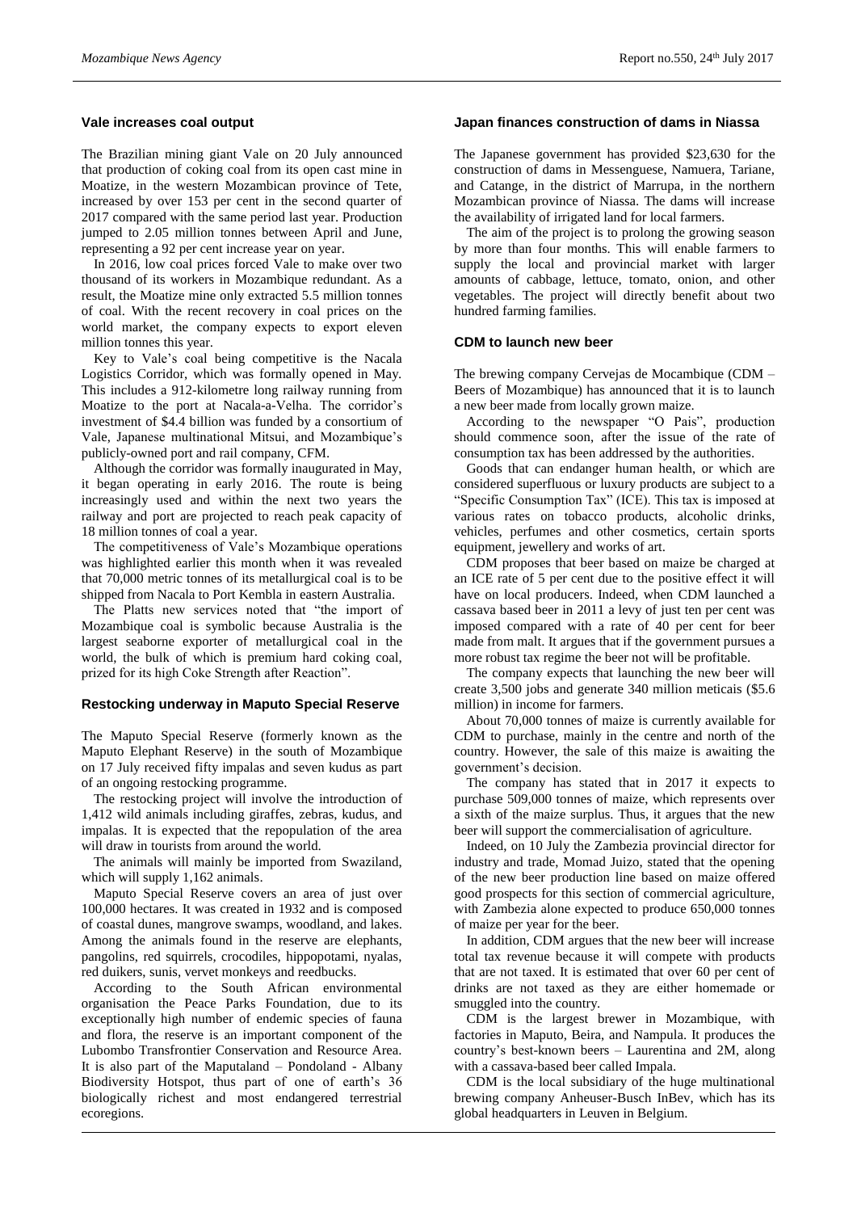## Vale increases coal output

The Brazilian mining giant Vale on 20 July announced that production of coking coal from its open cast mine in Moatize, in the western Mozambican province of Tete, increased by over 153 per cent in the second quarter of 2017 compared with the same period last year. Production jumped to 2.05 million tonnes between April and June, representing a 92 per cent increase year on year.

In 2016, low coal prices forced Vale to make over two thousand of its workers in Mozambique redundant. As a result, the Moatize mine only extracted 5.5 million tonnes of coal. With the recent recovery in coal prices on the world market, the company expects to export eleven million tonnes this year.

Key to Vale's coal being competitive is the Nacala Logistics Corridor, which was formally opened in May. This includes a 912-kilometre long railway running from Moatize to the port at Nacala-a-Velha. The corridor's investment of $4.4 billion was funded by a consortium of Vale, Japanese multinational Mitsui, and Mozambique's publicly-owned port and rail company, CFM.

Although the corridor was formally inaugurated in May, it began operating in early 2016. The route is being increasingly used and within the next two years the railway and port are projected to reach peak capacity of 18 million tonnes of coal a year.

The competitiveness of Vale's Mozambique operations was highlighted earlier this month when it was revealed that 70,000 metric tonnes of its metallurgical coal is to be shipped from Nacala to Port Kembla in eastern Australia.

The Platts new services noted that "the import of Mozambique coal is symbolic because Australia is the largest seaborne exporter of metallurgical coal in the world, the bulk of which is premium hard coking coal, prized for its high Coke Strength after Reaction".

## Restocking underway in Maputo Special Reserve

The Maputo Special Reserve (formerly known as the Maputo Elephant Reserve) in the south of Mozambique on 17 July received fifty impalas and seven kudus as part of an ongoing restocking programme.

The restocking project will involve the introduction of 1,412 wild animals including giraffes, zebras, kudus, and impalas. It is expected that the repopulation of the area will draw in tourists from around the world.

The animals will mainly be imported from Swaziland, which will supply 1,162 animals.

Maputo Special Reserve covers an area of just over 100,000 hectares. It was created in 1932 and is composed of coastal dunes, mangrove swamps, woodland, and lakes. Among the animals found in the reserve are elephants, pangolins, red squirrels, crocodiles, hippopotami, nyalas, red duikers, sunis, vervet monkeys and reedbucks.

According to the South African environmental organisation the Peace Parks Foundation, due to its exceptionally high number of endemic species of fauna and flora, the reserve is an important component of the Lubombo Transfrontier Conservation and Resource Area. It is also part of the Maputaland – Pondoland - Albany Biodiversity Hotspot, thus part of one of earth's 36 biologically richest and most endangered terrestrial ecoregions.

## Japan finances construction of dams in Niassa

The Japanese government has provided $23,630 for the construction of dams in Messenguese, Namuera, Tariane, and Catange, in the district of Marrupa, in the northern Mozambican province of Niassa. The dams will increase the availability of irrigated land for local farmers.

The aim of the project is to prolong the growing season by more than four months. This will enable farmers to supply the local and provincial market with larger amounts of cabbage, lettuce, tomato, onion, and other vegetables. The project will directly benefit about two hundred farming families.

## CDM to launch new beer

The brewing company Cervejas de Mocambique (CDM – Beers of Mozambique) has announced that it is to launch a new beer made from locally grown maize.

According to the newspaper "O Pais", production should commence soon, after the issue of the rate of consumption tax has been addressed by the authorities.

Goods that can endanger human health, or which are considered superfluous or luxury products are subject to a "Specific Consumption Tax" (ICE). This tax is imposed at various rates on tobacco products, alcoholic drinks, vehicles, perfumes and other cosmetics, certain sports equipment, jewellery and works of art.

CDM proposes that beer based on maize be charged at an ICE rate of 5 per cent due to the positive effect it will have on local producers. Indeed, when CDM launched a cassava based beer in 2011 a levy of just ten per cent was imposed compared with a rate of 40 per cent for beer made from malt. It argues that if the government pursues a more robust tax regime the beer not will be profitable.

The company expects that launching the new beer will create 3,500 jobs and generate 340 million meticais ($5.6 million) in income for farmers.

About 70,000 tonnes of maize is currently available for CDM to purchase, mainly in the centre and north of the country. However, the sale of this maize is awaiting the government's decision.

The company has stated that in 2017 it expects to purchase 509,000 tonnes of maize, which represents over a sixth of the maize surplus. Thus, it argues that the new beer will support the commercialisation of agriculture.

Indeed, on 10 July the Zambezia provincial director for industry and trade, Momad Juizo, stated that the opening of the new beer production line based on maize offered good prospects for this section of commercial agriculture, with Zambezia alone expected to produce 650,000 tonnes of maize per year for the beer.

In addition, CDM argues that the new beer will increase total tax revenue because it will compete with products that are not taxed. It is estimated that over 60 per cent of drinks are not taxed as they are either homemade or smuggled into the country.

CDM is the largest brewer in Mozambique, with factories in Maputo, Beira, and Nampula. It produces the country's best-known beers – Laurentina and 2M, along with a cassava-based beer called Impala.

CDM is the local subsidiary of the huge multinational brewing company Anheuser-Busch InBev, which has its global headquarters in Leuven in Belgium.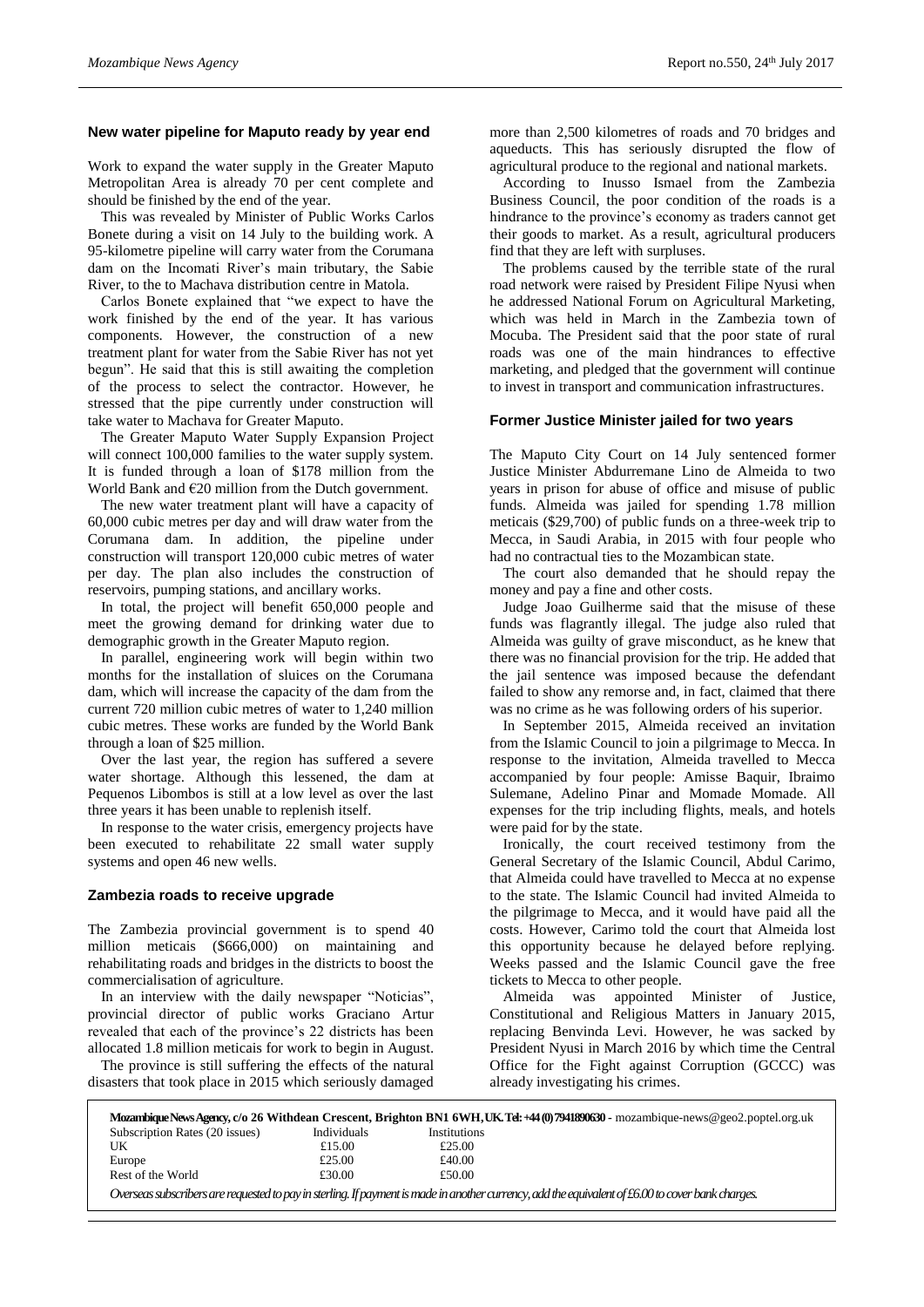## New water pipeline for Maputo ready by year end

Work to expand the water supply in the Greater Maputo Metropolitan Area is already 70 per cent complete and should be finished by the end of the year.

This was revealed by Minister of Public Works Carlos Bonete during a visit on 14 July to the building work. A 95-kilometre pipeline will carry water from the Corumana dam on the Incomati River's main tributary, the Sabie River, to the to Machava distribution centre in Matola.

Carlos Bonete explained that "we expect to have the work finished by the end of the year. It has various components. However, the construction of a new treatment plant for water from the Sabie River has not yet begun". He said that this is still awaiting the completion of the process to select the contractor. However, he stressed that the pipe currently under construction will take water to Machava for Greater Maputo.

The Greater Maputo Water Supply Expansion Project will connect 100,000 families to the water supply system. It is funded through a loan of $178 million from the World Bank and €20 million from the Dutch government.

The new water treatment plant will have a capacity of 60,000 cubic metres per day and will draw water from the Corumana dam. In addition, the pipeline under construction will transport 120,000 cubic metres of water per day. The plan also includes the construction of reservoirs, pumping stations, and ancillary works.

In total, the project will benefit 650,000 people and meet the growing demand for drinking water due to demographic growth in the Greater Maputo region.

In parallel, engineering work will begin within two months for the installation of sluices on the Corumana dam, which will increase the capacity of the dam from the current 720 million cubic metres of water to 1,240 million cubic metres. These works are funded by the World Bank through a loan of $25 million.

Over the last year, the region has suffered a severe water shortage. Although this lessened, the dam at Pequenos Libombos is still at a low level as over the last three years it has been unable to replenish itself.

In response to the water crisis, emergency projects have been executed to rehabilitate 22 small water supply systems and open 46 new wells.

## Zambezia roads to receive upgrade

The Zambezia provincial government is to spend 40 million meticais ($666,000) on maintaining and rehabilitating roads and bridges in the districts to boost the commercialisation of agriculture.

In an interview with the daily newspaper "Noticias", provincial director of public works Graciano Artur revealed that each of the province's 22 districts has been allocated 1.8 million meticais for work to begin in August.

The province is still suffering the effects of the natural disasters that took place in 2015 which seriously damaged more than 2,500 kilometres of roads and 70 bridges and aqueducts. This has seriously disrupted the flow of agricultural produce to the regional and national markets.

According to Inusso Ismael from the Zambezia Business Council, the poor condition of the roads is a hindrance to the province's economy as traders cannot get their goods to market. As a result, agricultural producers find that they are left with surpluses.

The problems caused by the terrible state of the rural road network were raised by President Filipe Nyusi when he addressed National Forum on Agricultural Marketing, which was held in March in the Zambezia town of Mocuba. The President said that the poor state of rural roads was one of the main hindrances to effective marketing, and pledged that the government will continue to invest in transport and communication infrastructures.

## Former Justice Minister jailed for two years

The Maputo City Court on 14 July sentenced former Justice Minister Abdurremane Lino de Almeida to two years in prison for abuse of office and misuse of public funds. Almeida was jailed for spending 1.78 million meticais ($29,700) of public funds on a three-week trip to Mecca, in Saudi Arabia, in 2015 with four people who had no contractual ties to the Mozambican state.

The court also demanded that he should repay the money and pay a fine and other costs.

Judge Joao Guilherme said that the misuse of these funds was flagrantly illegal. The judge also ruled that Almeida was guilty of grave misconduct, as he knew that there was no financial provision for the trip. He added that the jail sentence was imposed because the defendant failed to show any remorse and, in fact, claimed that there was no crime as he was following orders of his superior.

In September 2015, Almeida received an invitation from the Islamic Council to join a pilgrimage to Mecca. In response to the invitation, Almeida travelled to Mecca accompanied by four people: Amisse Baquir, Ibraimo Sulemane, Adelino Pinar and Momade Momade. All expenses for the trip including flights, meals, and hotels were paid for by the state.

Ironically, the court received testimony from the General Secretary of the Islamic Council, Abdul Carimo, that Almeida could have travelled to Mecca at no expense to the state. The Islamic Council had invited Almeida to the pilgrimage to Mecca, and it would have paid all the costs. However, Carimo told the court that Almeida lost this opportunity because he delayed before replying. Weeks passed and the Islamic Council gave the free tickets to Mecca to other people.

Almeida was appointed Minister of Justice, Constitutional and Religious Matters in January 2015, replacing Benvinda Levi. However, he was sacked by President Nyusi in March 2016 by which time the Central Office for the Fight against Corruption (GCCC) was already investigating his crimes.

**Mozambique News Agency, c/o 26 Withdean Crescent, Brighton BN1 6WH, UK. Tel: +44 (0) 7941890630** - mozambique-news@geo2.poptel.org.uk

| Subscription Rates (20 issues) | Individuals | Institutions |
|---|---|---|
| UK | £15.00 | £25.00 |
| Europe | £25.00 | £40.00 |
| Rest of the World | £30.00 | £50.00 |

*Overseas subscribers are requested to pay in sterling. If payment is made in another currency, add the equivalent of £6.00 to cover bank charges.*